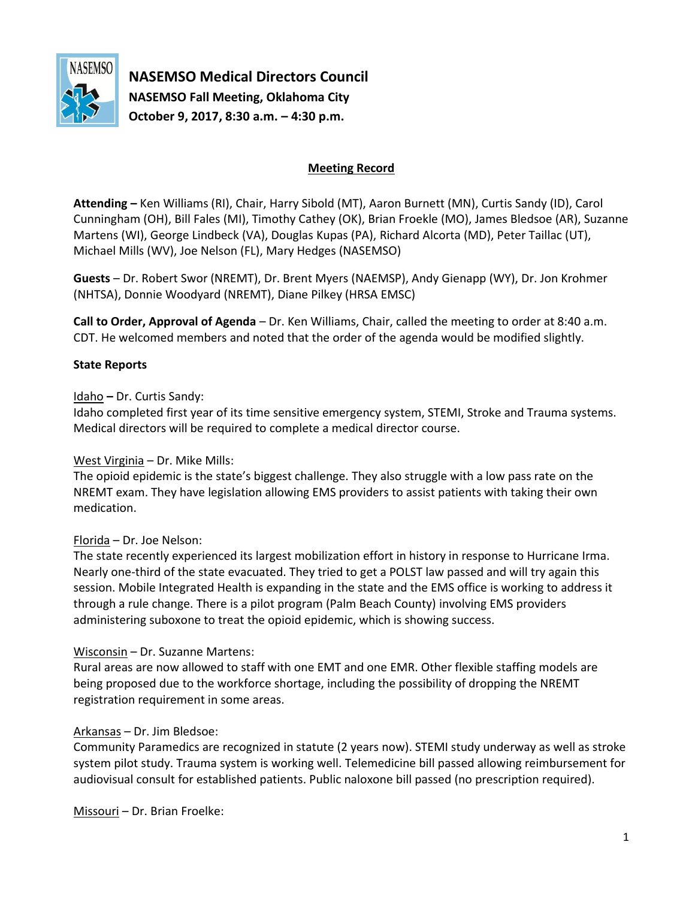# NASEMSO Medical Directors Council

**NASEMSO Fall Meeting, Oklahoma City**

**October 9, 2017, 8:30 a.m. – 4:30 p.m.**

## Meeting Record

**Attending –** Ken Williams (RI), Chair, Harry Sibold (MT), Aaron Burnett (MN), Curtis Sandy (ID), Carol Cunningham (OH), Bill Fales (MI), Timothy Cathey (OK), Brian Froekle (MO), James Bledsoe (AR), Suzanne Martens (WI), George Lindbeck (VA), Douglas Kupas (PA), Richard Alcorta (MD), Peter Taillac (UT), Michael Mills (WV), Joe Nelson (FL), Mary Hedges (NASEMSO)

**Guests** – Dr. Robert Swor (NREMT), Dr. Brent Myers (NAEMSP), Andy Gienapp (WY), Dr. Jon Krohmer (NHTSA), Donnie Woodyard (NREMT), Diane Pilkey (HRSA EMSC)

**Call to Order, Approval of Agenda** – Dr. Ken Williams, Chair, called the meeting to order at 8:40 a.m. CDT. He welcomed members and noted that the order of the agenda would be modified slightly.

**State Reports**

Idaho **–** Dr. Curtis Sandy:
Idaho completed first year of its time sensitive emergency system, STEMI, Stroke and Trauma systems. Medical directors will be required to complete a medical director course.

West Virginia – Dr. Mike Mills:
The opioid epidemic is the state's biggest challenge. They also struggle with a low pass rate on the NREMT exam. They have legislation allowing EMS providers to assist patients with taking their own medication.

Florida – Dr. Joe Nelson:
The state recently experienced its largest mobilization effort in history in response to Hurricane Irma. Nearly one-third of the state evacuated. They tried to get a POLST law passed and will try again this session. Mobile Integrated Health is expanding in the state and the EMS office is working to address it through a rule change. There is a pilot program (Palm Beach County) involving EMS providers administering suboxone to treat the opioid epidemic, which is showing success.

Wisconsin – Dr. Suzanne Martens:
Rural areas are now allowed to staff with one EMT and one EMR. Other flexible staffing models are being proposed due to the workforce shortage, including the possibility of dropping the NREMT registration requirement in some areas.

Arkansas – Dr. Jim Bledsoe:
Community Paramedics are recognized in statute (2 years now). STEMI study underway as well as stroke system pilot study. Trauma system is working well. Telemedicine bill passed allowing reimbursement for audiovisual consult for established patients. Public naloxone bill passed (no prescription required).

Missouri – Dr. Brian Froelke: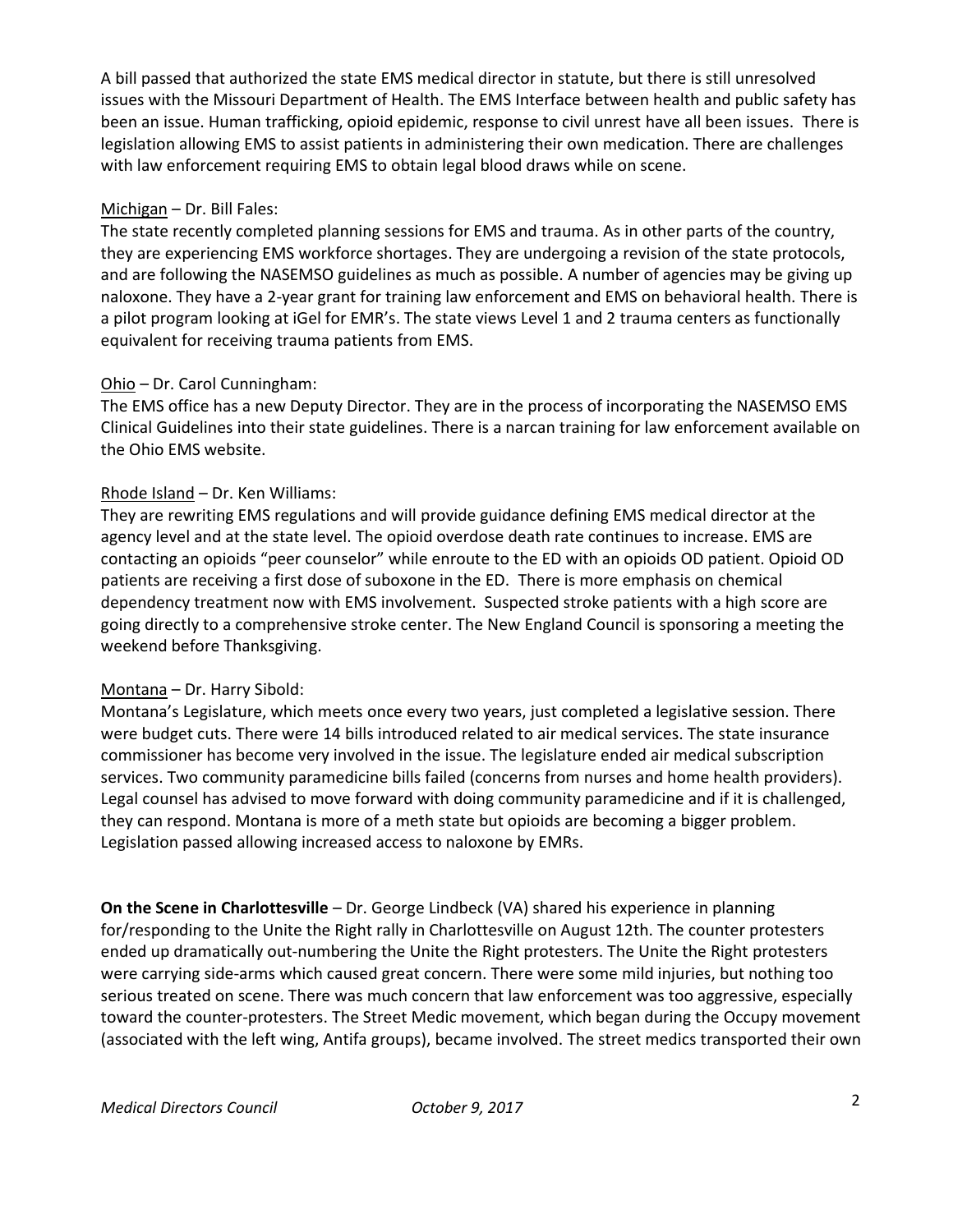A bill passed that authorized the state EMS medical director in statute, but there is still unresolved issues with the Missouri Department of Health. The EMS Interface between health and public safety has been an issue. Human trafficking, opioid epidemic, response to civil unrest have all been issues. There is legislation allowing EMS to assist patients in administering their own medication. There are challenges with law enforcement requiring EMS to obtain legal blood draws while on scene.

Michigan – Dr. Bill Fales:
The state recently completed planning sessions for EMS and trauma. As in other parts of the country, they are experiencing EMS workforce shortages. They are undergoing a revision of the state protocols, and are following the NASEMSO guidelines as much as possible. A number of agencies may be giving up naloxone. They have a 2-year grant for training law enforcement and EMS on behavioral health. There is a pilot program looking at iGel for EMR's. The state views Level 1 and 2 trauma centers as functionally equivalent for receiving trauma patients from EMS.

Ohio – Dr. Carol Cunningham:
The EMS office has a new Deputy Director. They are in the process of incorporating the NASEMSO EMS Clinical Guidelines into their state guidelines. There is a narcan training for law enforcement available on the Ohio EMS website.

Rhode Island – Dr. Ken Williams:
They are rewriting EMS regulations and will provide guidance defining EMS medical director at the agency level and at the state level. The opioid overdose death rate continues to increase. EMS are contacting an opioids "peer counselor" while enroute to the ED with an opioids OD patient. Opioid OD patients are receiving a first dose of suboxone in the ED. There is more emphasis on chemical dependency treatment now with EMS involvement. Suspected stroke patients with a high score are going directly to a comprehensive stroke center. The New England Council is sponsoring a meeting the weekend before Thanksgiving.

Montana – Dr. Harry Sibold:
Montana's Legislature, which meets once every two years, just completed a legislative session. There were budget cuts. There were 14 bills introduced related to air medical services. The state insurance commissioner has become very involved in the issue. The legislature ended air medical subscription services. Two community paramedicine bills failed (concerns from nurses and home health providers). Legal counsel has advised to move forward with doing community paramedicine and if it is challenged, they can respond. Montana is more of a meth state but opioids are becoming a bigger problem. Legislation passed allowing increased access to naloxone by EMRs.

**On the Scene in Charlottesville** – Dr. George Lindbeck (VA) shared his experience in planning for/responding to the Unite the Right rally in Charlottesville on August 12th. The counter protesters ended up dramatically out-numbering the Unite the Right protesters. The Unite the Right protesters were carrying side-arms which caused great concern. There were some mild injuries, but nothing too serious treated on scene. There was much concern that law enforcement was too aggressive, especially toward the counter-protesters. The Street Medic movement, which began during the Occupy movement (associated with the left wing, Antifa groups), became involved. The street medics transported their own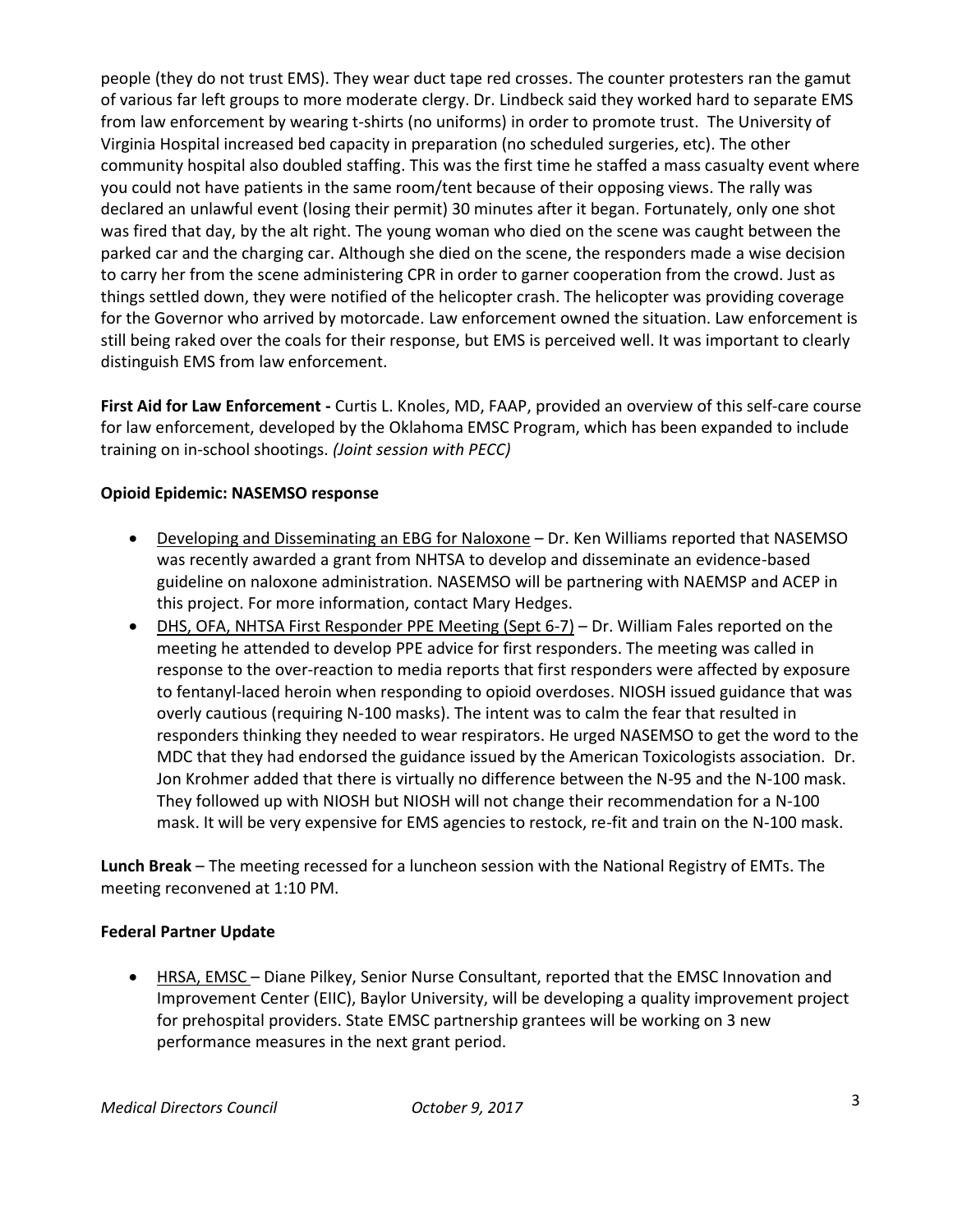people (they do not trust EMS). They wear duct tape red crosses. The counter protesters ran the gamut of various far left groups to more moderate clergy. Dr. Lindbeck said they worked hard to separate EMS from law enforcement by wearing t-shirts (no uniforms) in order to promote trust. The University of Virginia Hospital increased bed capacity in preparation (no scheduled surgeries, etc). The other community hospital also doubled staffing. This was the first time he staffed a mass casualty event where you could not have patients in the same room/tent because of their opposing views. The rally was declared an unlawful event (losing their permit) 30 minutes after it began. Fortunately, only one shot was fired that day, by the alt right. The young woman who died on the scene was caught between the parked car and the charging car. Although she died on the scene, the responders made a wise decision to carry her from the scene administering CPR in order to garner cooperation from the crowd. Just as things settled down, they were notified of the helicopter crash. The helicopter was providing coverage for the Governor who arrived by motorcade. Law enforcement owned the situation. Law enforcement is still being raked over the coals for their response, but EMS is perceived well. It was important to clearly distinguish EMS from law enforcement.

**First Aid for Law Enforcement -** Curtis L. Knoles, MD, FAAP, provided an overview of this self-care course for law enforcement, developed by the Oklahoma EMSC Program, which has been expanded to include training on in-school shootings. *(Joint session with PECC)*

**Opioid Epidemic: NASEMSO response**

- Developing and Disseminating an EBG for Naloxone – Dr. Ken Williams reported that NASEMSO was recently awarded a grant from NHTSA to develop and disseminate an evidence-based guideline on naloxone administration. NASEMSO will be partnering with NAEMSP and ACEP in this project. For more information, contact Mary Hedges.
- DHS, OFA, NHTSA First Responder PPE Meeting (Sept 6-7) – Dr. William Fales reported on the meeting he attended to develop PPE advice for first responders. The meeting was called in response to the over-reaction to media reports that first responders were affected by exposure to fentanyl-laced heroin when responding to opioid overdoses. NIOSH issued guidance that was overly cautious (requiring N-100 masks). The intent was to calm the fear that resulted in responders thinking they needed to wear respirators. He urged NASEMSO to get the word to the MDC that they had endorsed the guidance issued by the American Toxicologists association. Dr. Jon Krohmer added that there is virtually no difference between the N-95 and the N-100 mask. They followed up with NIOSH but NIOSH will not change their recommendation for a N-100 mask. It will be very expensive for EMS agencies to restock, re-fit and train on the N-100 mask.

**Lunch Break** – The meeting recessed for a luncheon session with the National Registry of EMTs. The meeting reconvened at 1:10 PM.

**Federal Partner Update**

- HRSA, EMSC – Diane Pilkey, Senior Nurse Consultant, reported that the EMSC Innovation and Improvement Center (EIIC), Baylor University, will be developing a quality improvement project for prehospital providers. State EMSC partnership grantees will be working on 3 new performance measures in the next grant period.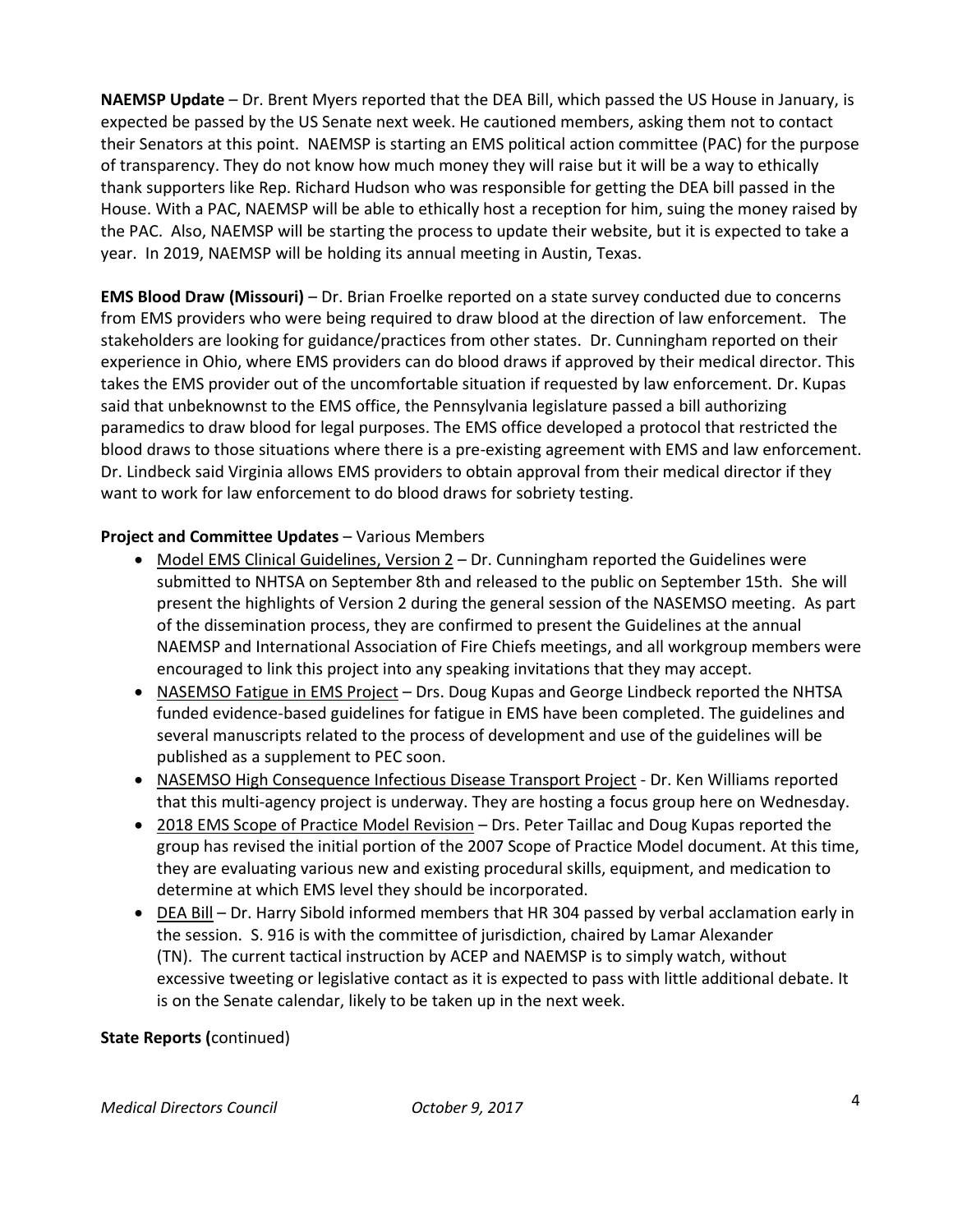**NAEMSP Update** – Dr. Brent Myers reported that the DEA Bill, which passed the US House in January, is expected be passed by the US Senate next week. He cautioned members, asking them not to contact their Senators at this point. NAEMSP is starting an EMS political action committee (PAC) for the purpose of transparency. They do not know how much money they will raise but it will be a way to ethically thank supporters like Rep. Richard Hudson who was responsible for getting the DEA bill passed in the House. With a PAC, NAEMSP will be able to ethically host a reception for him, suing the money raised by the PAC. Also, NAEMSP will be starting the process to update their website, but it is expected to take a year. In 2019, NAEMSP will be holding its annual meeting in Austin, Texas.

**EMS Blood Draw (Missouri)** – Dr. Brian Froelke reported on a state survey conducted due to concerns from EMS providers who were being required to draw blood at the direction of law enforcement. The stakeholders are looking for guidance/practices from other states. Dr. Cunningham reported on their experience in Ohio, where EMS providers can do blood draws if approved by their medical director. This takes the EMS provider out of the uncomfortable situation if requested by law enforcement. Dr. Kupas said that unbeknownst to the EMS office, the Pennsylvania legislature passed a bill authorizing paramedics to draw blood for legal purposes. The EMS office developed a protocol that restricted the blood draws to those situations where there is a pre-existing agreement with EMS and law enforcement. Dr. Lindbeck said Virginia allows EMS providers to obtain approval from their medical director if they want to work for law enforcement to do blood draws for sobriety testing.

**Project and Committee Updates** – Various Members

- Model EMS Clinical Guidelines, Version 2 – Dr. Cunningham reported the Guidelines were submitted to NHTSA on September 8th and released to the public on September 15th. She will present the highlights of Version 2 during the general session of the NASEMSO meeting. As part of the dissemination process, they are confirmed to present the Guidelines at the annual NAEMSP and International Association of Fire Chiefs meetings, and all workgroup members were encouraged to link this project into any speaking invitations that they may accept.
- NASEMSO Fatigue in EMS Project – Drs. Doug Kupas and George Lindbeck reported the NHTSA funded evidence-based guidelines for fatigue in EMS have been completed. The guidelines and several manuscripts related to the process of development and use of the guidelines will be published as a supplement to PEC soon.
- NASEMSO High Consequence Infectious Disease Transport Project - Dr. Ken Williams reported that this multi-agency project is underway. They are hosting a focus group here on Wednesday.
- 2018 EMS Scope of Practice Model Revision – Drs. Peter Taillac and Doug Kupas reported the group has revised the initial portion of the 2007 Scope of Practice Model document. At this time, they are evaluating various new and existing procedural skills, equipment, and medication to determine at which EMS level they should be incorporated.
- DEA Bill – Dr. Harry Sibold informed members that HR 304 passed by verbal acclamation early in the session. S. 916 is with the committee of jurisdiction, chaired by Lamar Alexander (TN). The current tactical instruction by ACEP and NAEMSP is to simply watch, without excessive tweeting or legislative contact as it is expected to pass with little additional debate. It is on the Senate calendar, likely to be taken up in the next week.

**State Reports (**continued)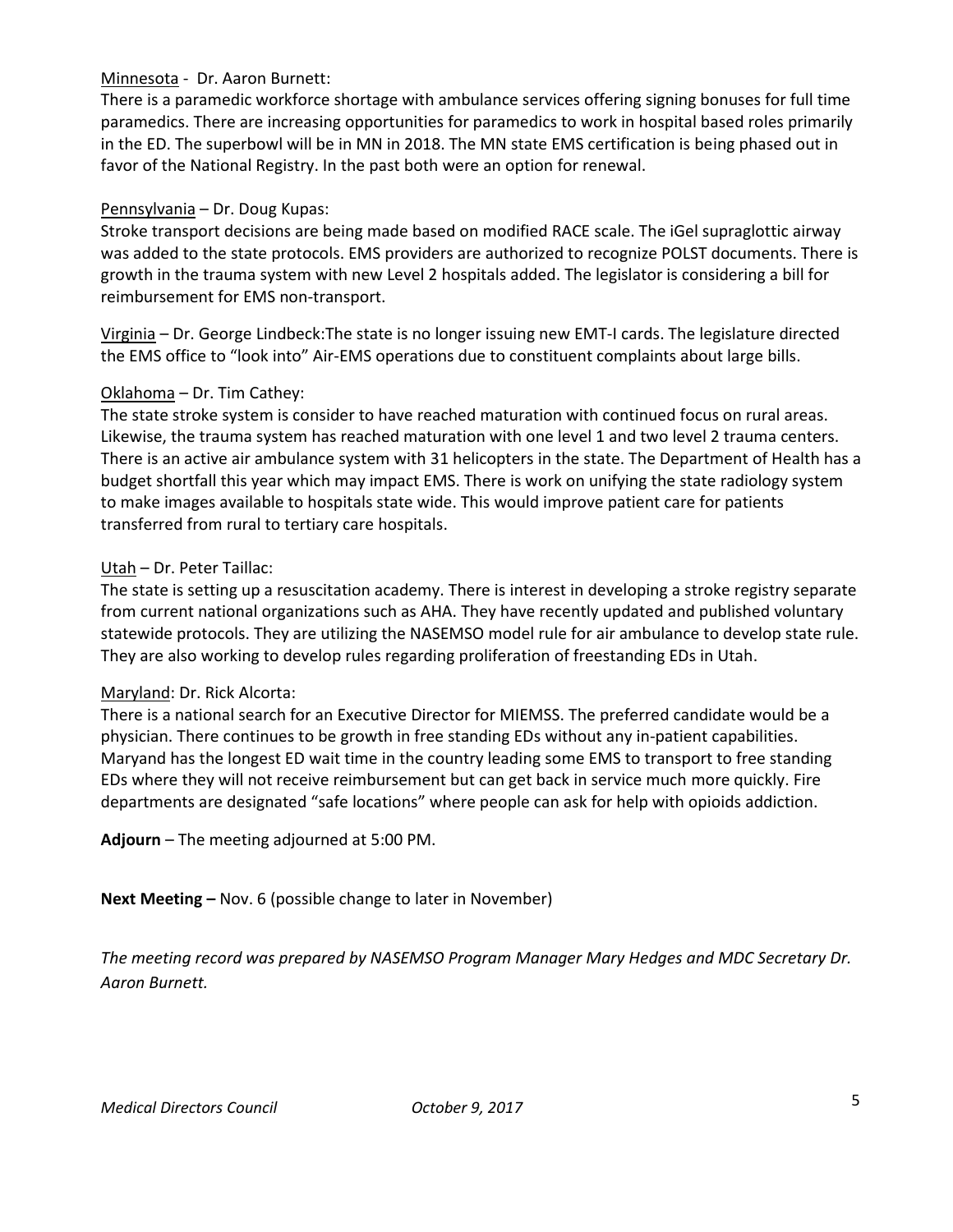Minnesota - Dr. Aaron Burnett:

There is a paramedic workforce shortage with ambulance services offering signing bonuses for full time paramedics. There are increasing opportunities for paramedics to work in hospital based roles primarily in the ED. The superbowl will be in MN in 2018. The MN state EMS certification is being phased out in favor of the National Registry. In the past both were an option for renewal.

Pennsylvania – Dr. Doug Kupas:

Stroke transport decisions are being made based on modified RACE scale. The iGel supraglottic airway was added to the state protocols. EMS providers are authorized to recognize POLST documents. There is growth in the trauma system with new Level 2 hospitals added. The legislator is considering a bill for reimbursement for EMS non-transport.

Virginia – Dr. George Lindbeck:The state is no longer issuing new EMT-I cards. The legislature directed the EMS office to "look into" Air-EMS operations due to constituent complaints about large bills.

Oklahoma – Dr. Tim Cathey:

The state stroke system is consider to have reached maturation with continued focus on rural areas. Likewise, the trauma system has reached maturation with one level 1 and two level 2 trauma centers. There is an active air ambulance system with 31 helicopters in the state. The Department of Health has a budget shortfall this year which may impact EMS. There is work on unifying the state radiology system to make images available to hospitals state wide. This would improve patient care for patients transferred from rural to tertiary care hospitals.

Utah – Dr. Peter Taillac:

The state is setting up a resuscitation academy. There is interest in developing a stroke registry separate from current national organizations such as AHA. They have recently updated and published voluntary statewide protocols. They are utilizing the NASEMSO model rule for air ambulance to develop state rule. They are also working to develop rules regarding proliferation of freestanding EDs in Utah.

Maryland: Dr. Rick Alcorta:

There is a national search for an Executive Director for MIEMSS. The preferred candidate would be a physician. There continues to be growth in free standing EDs without any in-patient capabilities. Maryand has the longest ED wait time in the country leading some EMS to transport to free standing EDs where they will not receive reimbursement but can get back in service much more quickly. Fire departments are designated "safe locations" where people can ask for help with opioids addiction.

**Adjourn** – The meeting adjourned at 5:00 PM.

**Next Meeting –** Nov. 6 (possible change to later in November)

*The meeting record was prepared by NASEMSO Program Manager Mary Hedges and MDC Secretary Dr. Aaron Burnett.*